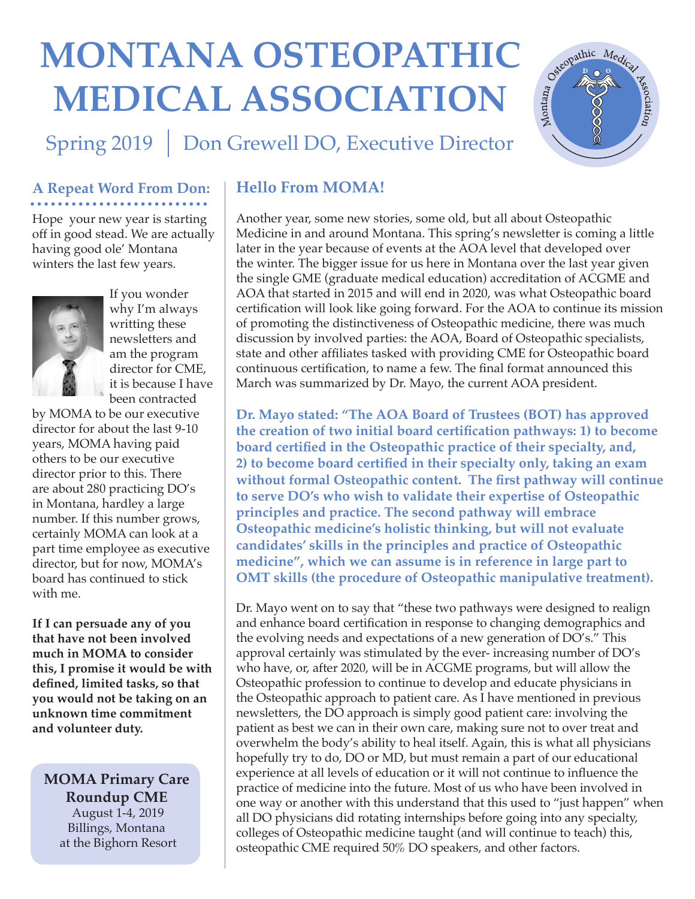# MONTANA OSTEOPATHIC MEDICAL ASSOCIATION

Spring 2019 | Don Grewell DO, Executive Director

## A Repeat Word From Don:

Hope your new year is starting off in good stead. We are actually having good ole' Montana winters the last few years.

If you wonder why I'm always writting these newsletters and am the program director for CME, it is because I have been contracted by MOMA to be our executive director for about the last 9-10 years, MOMA having paid others to be our executive director prior to this. There are about 280 practicing DO's in Montana, hardley a large number. If this number grows, certainly MOMA can look at a part time employee as executive director, but for now, MOMA's board has continued to stick with me.

**If I can persuade any of you that have not been involved much in MOMA to consider this, I promise it would be with defined, limited tasks, so that you would not be taking on an unknown time commitment and volunteer duty.**

**MOMA Primary Care Roundup CME**
August 1-4, 2019
Billings, Montana
at the Bighorn Resort

## Hello From MOMA!

Another year, some new stories, some old, but all about Osteopathic Medicine in and around Montana. This spring's newsletter is coming a little later in the year because of events at the AOA level that developed over the winter. The bigger issue for us here in Montana over the last year given the single GME (graduate medical education) accreditation of ACGME and AOA that started in 2015 and will end in 2020, was what Osteopathic board certification will look like going forward. For the AOA to continue its mission of promoting the distinctiveness of Osteopathic medicine, there was much discussion by involved parties: the AOA, Board of Osteopathic specialists, state and other affiliates tasked with providing CME for Osteopathic board continuous certification, to name a few. The final format announced this March was summarized by Dr. Mayo, the current AOA president.

**Dr. Mayo stated: "The AOA Board of Trustees (BOT) has approved the creation of two initial board certification pathways: 1) to become board certified in the Osteopathic practice of their specialty, and, 2) to become board certified in their specialty only, taking an exam without formal Osteopathic content. The first pathway will continue to serve DO's who wish to validate their expertise of Osteopathic principles and practice. The second pathway will embrace Osteopathic medicine's holistic thinking, but will not evaluate candidates' skills in the principles and practice of Osteopathic medicine", which we can assume is in reference in large part to OMT skills (the procedure of Osteopathic manipulative treatment).**

Dr. Mayo went on to say that "these two pathways were designed to realign and enhance board certification in response to changing demographics and the evolving needs and expectations of a new generation of DO's." This approval certainly was stimulated by the ever- increasing number of DO's who have, or, after 2020, will be in ACGME programs, but will allow the Osteopathic profession to continue to develop and educate physicians in the Osteopathic approach to patient care. As I have mentioned in previous newsletters, the DO approach is simply good patient care: involving the patient as best we can in their own care, making sure not to over treat and overwhelm the body's ability to heal itself. Again, this is what all physicians hopefully try to do, DO or MD, but must remain a part of our educational experience at all levels of education or it will not continue to influence the practice of medicine into the future. Most of us who have been involved in one way or another with this understand that this used to "just happen" when all DO physicians did rotating internships before going into any specialty, colleges of Osteopathic medicine taught (and will continue to teach) this, osteopathic CME required 50% DO speakers, and other factors.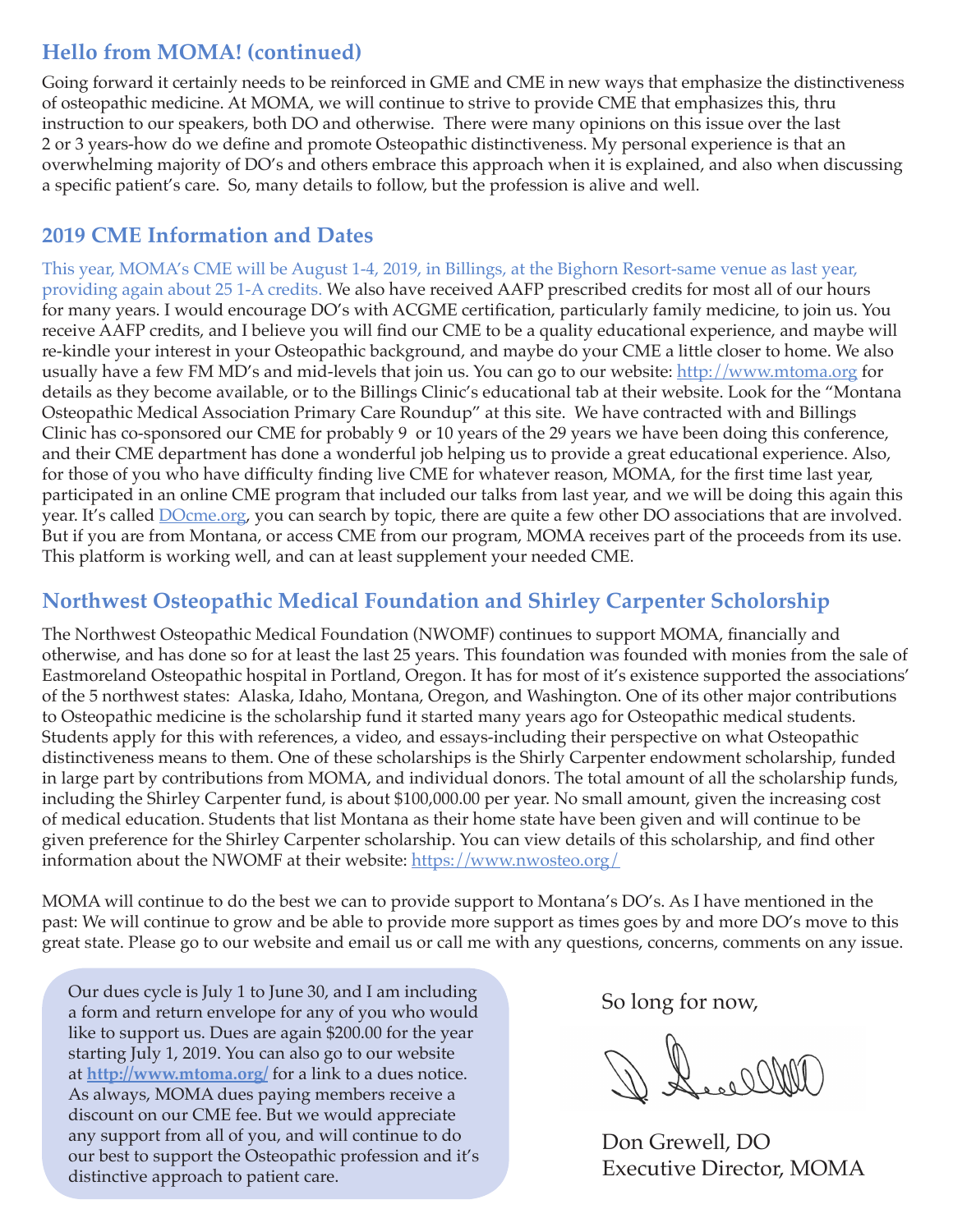## Hello from MOMA! (continued)

Going forward it certainly needs to be reinforced in GME and CME in new ways that emphasize the distinctiveness of osteopathic medicine. At MOMA, we will continue to strive to provide CME that emphasizes this, thru instruction to our speakers, both DO and otherwise. There were many opinions on this issue over the last 2 or 3 years-how do we define and promote Osteopathic distinctiveness. My personal experience is that an overwhelming majority of DO's and others embrace this approach when it is explained, and also when discussing a specific patient's care. So, many details to follow, but the profession is alive and well.

## 2019 CME Information and Dates

This year, MOMA's CME will be August 1-4, 2019, in Billings, at the Bighorn Resort-same venue as last year, providing again about 25 1-A credits. We also have received AAFP prescribed credits for most all of our hours for many years. I would encourage DO's with ACGME certification, particularly family medicine, to join us. You receive AAFP credits, and I believe you will find our CME to be a quality educational experience, and maybe will re-kindle your interest in your Osteopathic background, and maybe do your CME a little closer to home. We also usually have a few FM MD's and mid-levels that join us. You can go to our website: http://www.mtoma.org for details as they become available, or to the Billings Clinic's educational tab at their website. Look for the "Montana Osteopathic Medical Association Primary Care Roundup" at this site. We have contracted with and Billings Clinic has co-sponsored our CME for probably 9 or 10 years of the 29 years we have been doing this conference, and their CME department has done a wonderful job helping us to provide a great educational experience. Also, for those of you who have difficulty finding live CME for whatever reason, MOMA, for the first time last year, participated in an online CME program that included our talks from last year, and we will be doing this again this year. It's called DOcme.org, you can search by topic, there are quite a few other DO associations that are involved. But if you are from Montana, or access CME from our program, MOMA receives part of the proceeds from its use. This platform is working well, and can at least supplement your needed CME.

## Northwest Osteopathic Medical Foundation and Shirley Carpenter Scholorship

The Northwest Osteopathic Medical Foundation (NWOMF) continues to support MOMA, financially and otherwise, and has done so for at least the last 25 years. This foundation was founded with monies from the sale of Eastmoreland Osteopathic hospital in Portland, Oregon. It has for most of it's existence supported the associations' of the 5 northwest states: Alaska, Idaho, Montana, Oregon, and Washington. One of its other major contributions to Osteopathic medicine is the scholarship fund it started many years ago for Osteopathic medical students. Students apply for this with references, a video, and essays-including their perspective on what Osteopathic distinctiveness means to them. One of these scholarships is the Shirly Carpenter endowment scholarship, funded in large part by contributions from MOMA, and individual donors. The total amount of all the scholarship funds, including the Shirley Carpenter fund, is about $100,000.00 per year. No small amount, given the increasing cost of medical education. Students that list Montana as their home state have been given and will continue to be given preference for the Shirley Carpenter scholarship. You can view details of this scholarship, and find other information about the NWOMF at their website: https://www.nwosteo.org/

MOMA will continue to do the best we can to provide support to Montana's DO's. As I have mentioned in the past: We will continue to grow and be able to provide more support as times goes by and more DO's move to this great state. Please go to our website and email us or call me with any questions, concerns, comments on any issue.

Our dues cycle is July 1 to June 30, and I am including a form and return envelope for any of you who would like to support us. Dues are again $200.00 for the year starting July 1, 2019. You can also go to our website at **http://www.mtoma.org/** for a link to a dues notice. As always, MOMA dues paying members receive a discount on our CME fee. But we would appreciate any support from all of you, and will continue to do our best to support the Osteopathic profession and it's distinctive approach to patient care.

So long for now,

Don Grewell, DO
Executive Director, MOMA